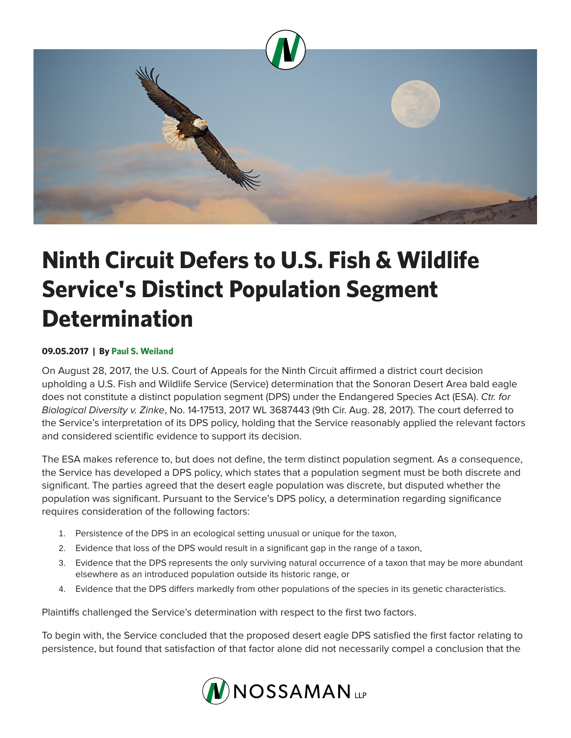# Ninth Circuit Defers to U.S. Fish & Wildlife Service's Distinct Population Segment Determination

**09.05.2017 | By Paul S. Weiland**

On August 28, 2017, the U.S. Court of Appeals for the Ninth Circuit affirmed a district court decision upholding a U.S. Fish and Wildlife Service (Service) determination that the Sonoran Desert Area bald eagle does not constitute a distinct population segment (DPS) under the Endangered Species Act (ESA). *Ctr. for Biological Diversity v. Zinke*, No. 14-17513, 2017 WL 3687443 (9th Cir. Aug. 28, 2017). The court deferred to the Service's interpretation of its DPS policy, holding that the Service reasonably applied the relevant factors and considered scientific evidence to support its decision.

The ESA makes reference to, but does not define, the term distinct population segment. As a consequence, the Service has developed a DPS policy, which states that a population segment must be both discrete and significant. The parties agreed that the desert eagle population was discrete, but disputed whether the population was significant. Pursuant to the Service's DPS policy, a determination regarding significance requires consideration of the following factors:

1. Persistence of the DPS in an ecological setting unusual or unique for the taxon,
2. Evidence that loss of the DPS would result in a significant gap in the range of a taxon,
3. Evidence that the DPS represents the only surviving natural occurrence of a taxon that may be more abundant elsewhere as an introduced population outside its historic range, or
4. Evidence that the DPS differs markedly from other populations of the species in its genetic characteristics.

Plaintiffs challenged the Service's determination with respect to the first two factors.

To begin with, the Service concluded that the proposed desert eagle DPS satisfied the first factor relating to persistence, but found that satisfaction of that factor alone did not necessarily compel a conclusion that the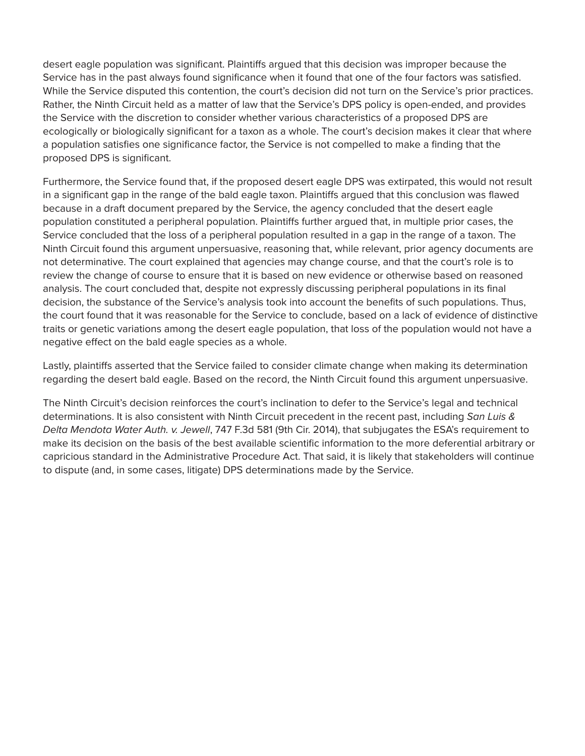desert eagle population was significant. Plaintiffs argued that this decision was improper because the Service has in the past always found significance when it found that one of the four factors was satisfied. While the Service disputed this contention, the court's decision did not turn on the Service's prior practices. Rather, the Ninth Circuit held as a matter of law that the Service's DPS policy is open-ended, and provides the Service with the discretion to consider whether various characteristics of a proposed DPS are ecologically or biologically significant for a taxon as a whole. The court's decision makes it clear that where a population satisfies one significance factor, the Service is not compelled to make a finding that the proposed DPS is significant.

Furthermore, the Service found that, if the proposed desert eagle DPS was extirpated, this would not result in a significant gap in the range of the bald eagle taxon. Plaintiffs argued that this conclusion was flawed because in a draft document prepared by the Service, the agency concluded that the desert eagle population constituted a peripheral population. Plaintiffs further argued that, in multiple prior cases, the Service concluded that the loss of a peripheral population resulted in a gap in the range of a taxon. The Ninth Circuit found this argument unpersuasive, reasoning that, while relevant, prior agency documents are not determinative. The court explained that agencies may change course, and that the court's role is to review the change of course to ensure that it is based on new evidence or otherwise based on reasoned analysis. The court concluded that, despite not expressly discussing peripheral populations in its final decision, the substance of the Service's analysis took into account the benefits of such populations. Thus, the court found that it was reasonable for the Service to conclude, based on a lack of evidence of distinctive traits or genetic variations among the desert eagle population, that loss of the population would not have a negative effect on the bald eagle species as a whole.

Lastly, plaintiffs asserted that the Service failed to consider climate change when making its determination regarding the desert bald eagle. Based on the record, the Ninth Circuit found this argument unpersuasive.

The Ninth Circuit's decision reinforces the court's inclination to defer to the Service's legal and technical determinations. It is also consistent with Ninth Circuit precedent in the recent past, including *San Luis & Delta Mendota Water Auth. v. Jewell*, 747 F.3d 581 (9th Cir. 2014), that subjugates the ESA's requirement to make its decision on the basis of the best available scientific information to the more deferential arbitrary or capricious standard in the Administrative Procedure Act. That said, it is likely that stakeholders will continue to dispute (and, in some cases, litigate) DPS determinations made by the Service.